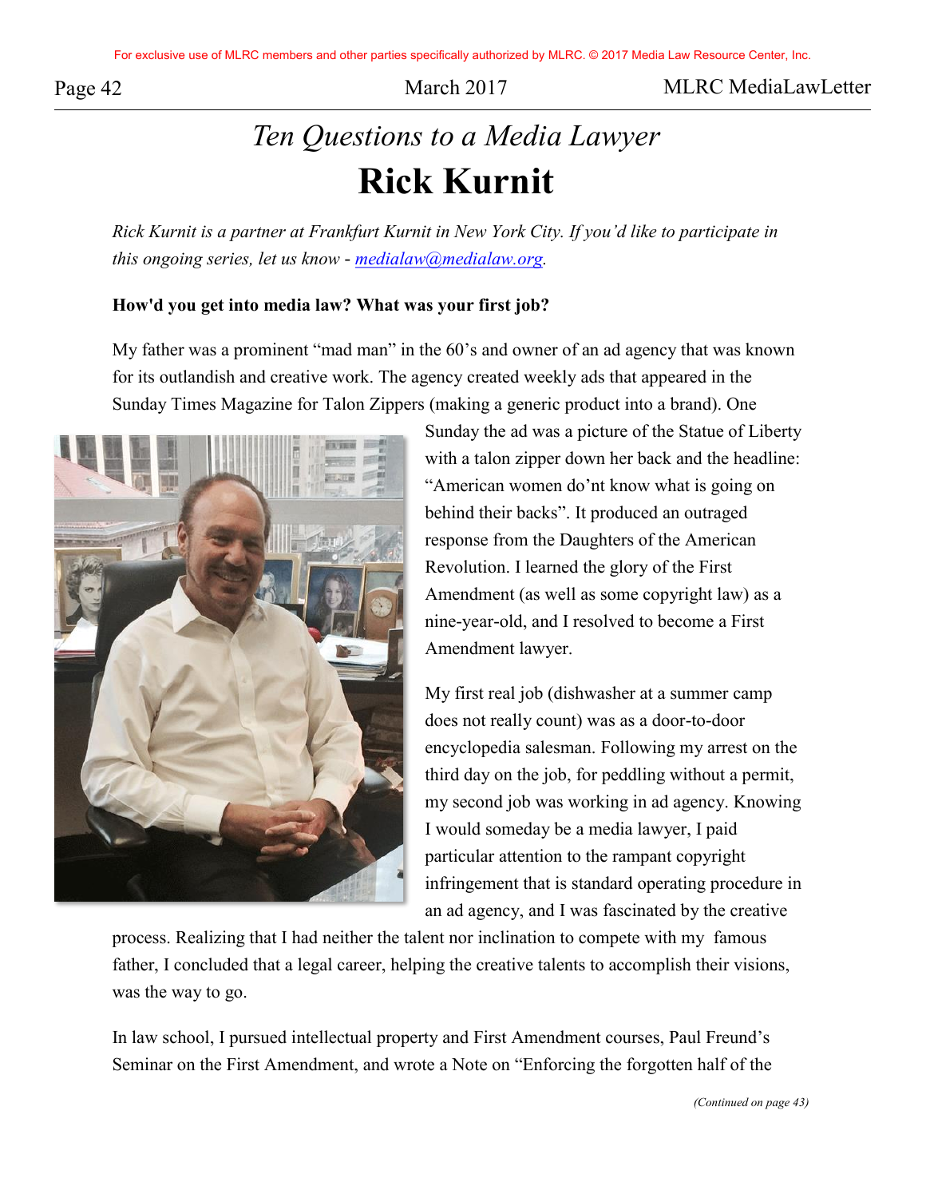*Ten Questions to a Media Lawyer*

# Rick Kurnit

*Rick Kurnit is a partner at Frankfurt Kurnit in New York City. If you'd like to participate in this ongoing series, let us know - [medialaw@medialaw.org](mailto:medialaw@medialaw.org).*

**How'd you get into media law? What was your first job?**

My father was a prominent "mad man" in the 60's and owner of an ad agency that was known for its outlandish and creative work. The agency created weekly ads that appeared in the Sunday Times Magazine for Talon Zippers (making a generic product into a brand). One Sunday the ad was a picture of the Statue of Liberty with a talon zipper down her back and the headline: "American women do'nt know what is going on behind their backs". It produced an outraged response from the Daughters of the American Revolution. I learned the glory of the First Amendment (as well as some copyright law) as a nine-year-old, and I resolved to become a First Amendment lawyer.

My first real job (dishwasher at a summer camp does not really count) was as a door-to-door encyclopedia salesman. Following my arrest on the third day on the job, for peddling without a permit, my second job was working in ad agency. Knowing I would someday be a media lawyer, I paid particular attention to the rampant copyright infringement that is standard operating procedure in an ad agency, and I was fascinated by the creative process. Realizing that I had neither the talent nor inclination to compete with my famous father, I concluded that a legal career, helping the creative talents to accomplish their visions, was the way to go.

In law school, I pursued intellectual property and First Amendment courses, Paul Freund's Seminar on the First Amendment, and wrote a Note on "Enforcing the forgotten half of the

*(Continued on page 43)*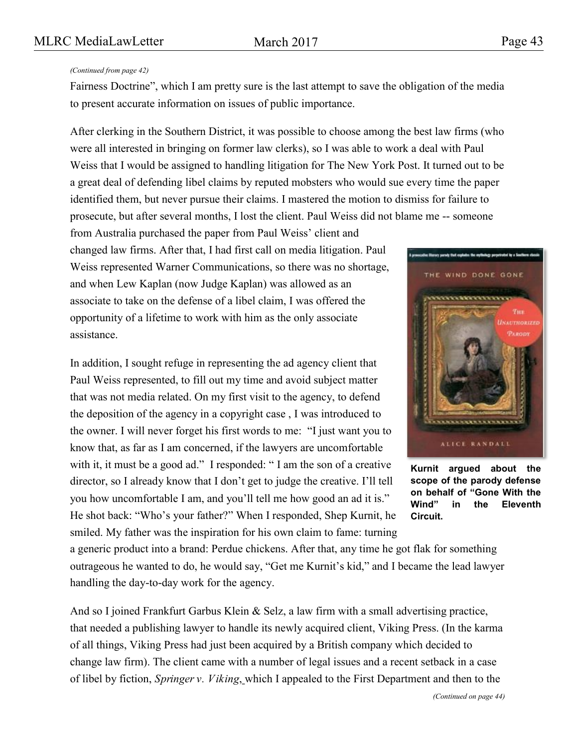*(Continued from page 42)*

Fairness Doctrine", which I am pretty sure is the last attempt to save the obligation of the media to present accurate information on issues of public importance.

After clerking in the Southern District, it was possible to choose among the best law firms (who were all interested in bringing on former law clerks), so I was able to work a deal with Paul Weiss that I would be assigned to handling litigation for The New York Post. It turned out to be a great deal of defending libel claims by reputed mobsters who would sue every time the paper identified them, but never pursue their claims. I mastered the motion to dismiss for failure to prosecute, but after several months, I lost the client. Paul Weiss did not blame me -- someone from Australia purchased the paper from Paul Weiss' client and changed law firms. After that, I had first call on media litigation. Paul Weiss represented Warner Communications, so there was no shortage, and when Lew Kaplan (now Judge Kaplan) was allowed as an associate to take on the defense of a libel claim, I was offered the opportunity of a lifetime to work with him as the only associate assistance.

In addition, I sought refuge in representing the ad agency client that Paul Weiss represented, to fill out my time and avoid subject matter that was not media related. On my first visit to the agency, to defend the deposition of the agency in a copyright case , I was introduced to the owner. I will never forget his first words to me: "I just want you to know that, as far as I am concerned, if the lawyers are uncomfortable with it, it must be a good ad." I responded: " I am the son of a creative director, so I already know that I don't get to judge the creative. I'll tell you how uncomfortable I am, and you'll tell me how good an ad it is." He shot back: "Who's your father?" When I responded, Shep Kurnit, he smiled. My father was the inspiration for his own claim to fame: turning a generic product into a brand: Perdue chickens. After that, any time he got flak for something outrageous he wanted to do, he would say, "Get me Kurnit's kid," and I became the lead lawyer handling the day-to-day work for the agency.

**Kurnit argued about the scope of the parody defense on behalf of "Gone With the Wind" in the Eleventh Circuit.**

And so I joined Frankfurt Garbus Klein & Selz, a law firm with a small advertising practice, that needed a publishing lawyer to handle its newly acquired client, Viking Press. (In the karma of all things, Viking Press had just been acquired by a British company which decided to change law firm). The client came with a number of legal issues and a recent setback in a case of libel by fiction, *Springer v. Viking*, which I appealed to the First Department and then to the

*(Continued on page 44)*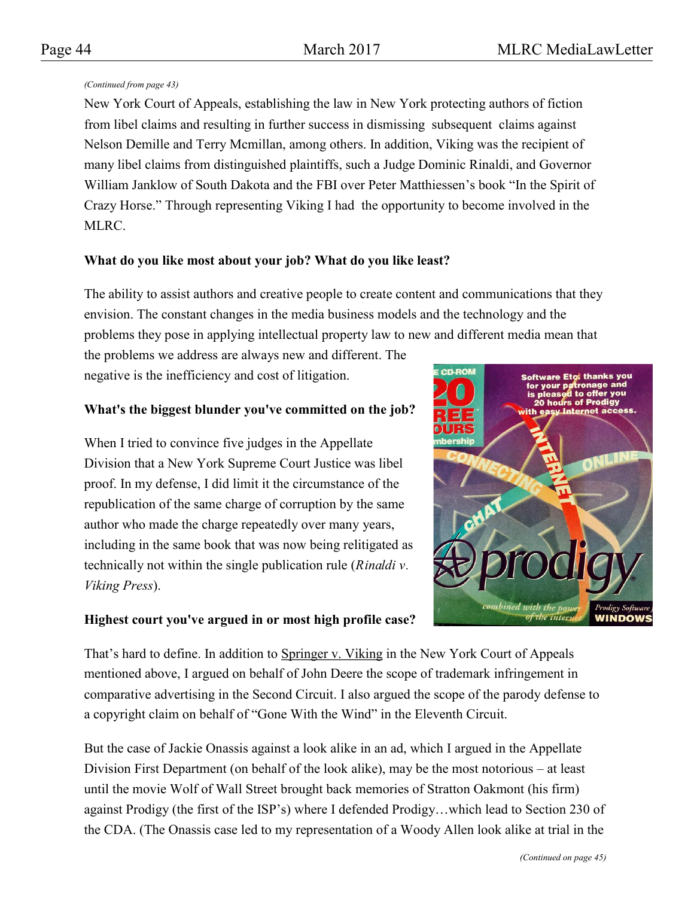*(Continued from page 43)*

New York Court of Appeals, establishing the law in New York protecting authors of fiction from libel claims and resulting in further success in dismissing subsequent claims against Nelson Demille and Terry Mcmillan, among others. In addition, Viking was the recipient of many libel claims from distinguished plaintiffs, such a Judge Dominic Rinaldi, and Governor William Janklow of South Dakota and the FBI over Peter Matthiessen's book "In the Spirit of Crazy Horse." Through representing Viking I had the opportunity to become involved in the MLRC.

**What do you like most about your job? What do you like least?**

The ability to assist authors and creative people to create content and communications that they envision. The constant changes in the media business models and the technology and the problems they pose in applying intellectual property law to new and different media mean that the problems we address are always new and different. The negative is the inefficiency and cost of litigation.

**What's the biggest blunder you've committed on the job?**

When I tried to convince five judges in the Appellate Division that a New York Supreme Court Justice was libel proof. In my defense, I did limit it the circumstance of the republication of the same charge of corruption by the same author who made the charge repeatedly over many years, including in the same book that was now being relitigated as technically not within the single publication rule (*Rinaldi v. Viking Press*).

**Highest court you've argued in or most high profile case?**

That's hard to define. In addition to Springer v. Viking in the New York Court of Appeals mentioned above, I argued on behalf of John Deere the scope of trademark infringement in comparative advertising in the Second Circuit. I also argued the scope of the parody defense to a copyright claim on behalf of "Gone With the Wind" in the Eleventh Circuit.

But the case of Jackie Onassis against a look alike in an ad, which I argued in the Appellate Division First Department (on behalf of the look alike), may be the most notorious – at least until the movie Wolf of Wall Street brought back memories of Stratton Oakmont (his firm) against Prodigy (the first of the ISP's) where I defended Prodigy…which lead to Section 230 of the CDA. (The Onassis case led to my representation of a Woody Allen look alike at trial in the

*(Continued on page 45)*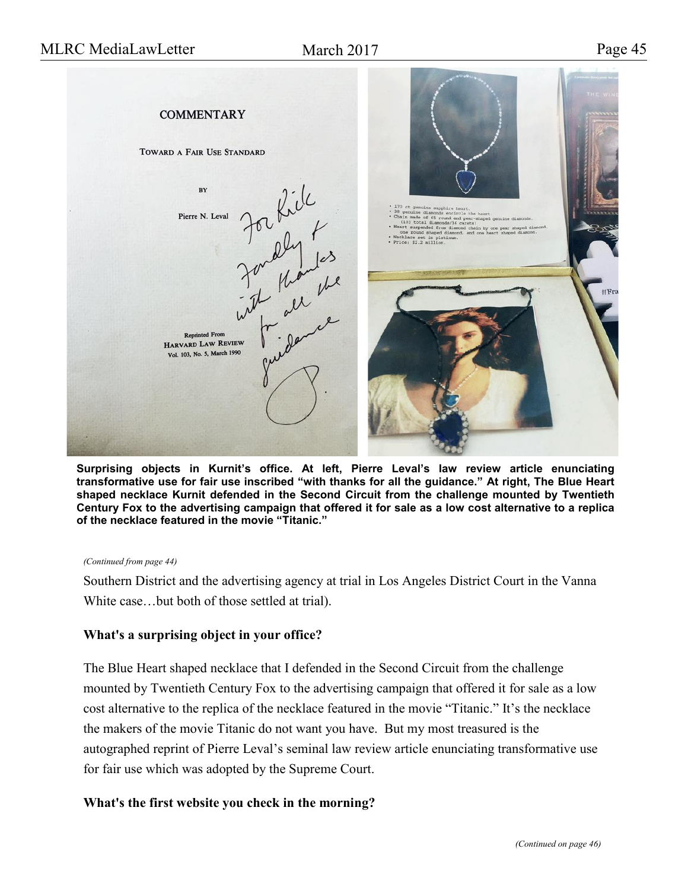**Surprising objects in Kurnit's office. At left, Pierre Leval's law review article enunciating transformative use for fair use inscribed "with thanks for all the guidance." At right, The Blue Heart shaped necklace Kurnit defended in the Second Circuit from the challenge mounted by Twentieth Century Fox to the advertising campaign that offered it for sale as a low cost alternative to a replica of the necklace featured in the movie "Titanic."**

*(Continued from page 44)*

Southern District and the advertising agency at trial in Los Angeles District Court in the Vanna White case…but both of those settled at trial).

**What's a surprising object in your office?**

The Blue Heart shaped necklace that I defended in the Second Circuit from the challenge mounted by Twentieth Century Fox to the advertising campaign that offered it for sale as a low cost alternative to the replica of the necklace featured in the movie "Titanic." It's the necklace the makers of the movie Titanic do not want you have. But my most treasured is the autographed reprint of Pierre Leval's seminal law review article enunciating transformative use for fair use which was adopted by the Supreme Court.

**What's the first website you check in the morning?**

*(Continued on page 46)*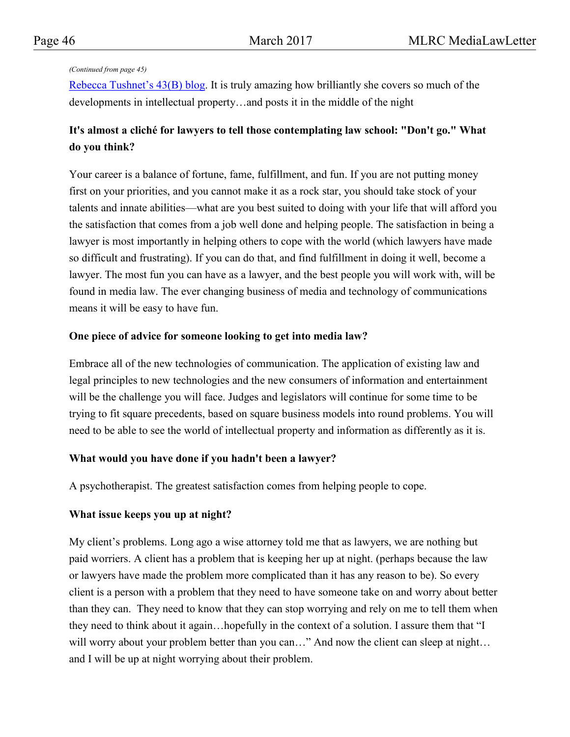*(Continued from page 45)*

[Rebecca Tushnet's 43(B) blog](). It is truly amazing how brilliantly she covers so much of the developments in intellectual property…and posts it in the middle of the night

**It's almost a cliché for lawyers to tell those contemplating law school: "Don't go." What do you think?**

Your career is a balance of fortune, fame, fulfillment, and fun. If you are not putting money first on your priorities, and you cannot make it as a rock star, you should take stock of your talents and innate abilities—what are you best suited to doing with your life that will afford you the satisfaction that comes from a job well done and helping people. The satisfaction in being a lawyer is most importantly in helping others to cope with the world (which lawyers have made so difficult and frustrating). If you can do that, and find fulfillment in doing it well, become a lawyer. The most fun you can have as a lawyer, and the best people you will work with, will be found in media law. The ever changing business of media and technology of communications means it will be easy to have fun.

**One piece of advice for someone looking to get into media law?**

Embrace all of the new technologies of communication. The application of existing law and legal principles to new technologies and the new consumers of information and entertainment will be the challenge you will face. Judges and legislators will continue for some time to be trying to fit square precedents, based on square business models into round problems. You will need to be able to see the world of intellectual property and information as differently as it is.

**What would you have done if you hadn't been a lawyer?**

A psychotherapist. The greatest satisfaction comes from helping people to cope.

**What issue keeps you up at night?**

My client's problems. Long ago a wise attorney told me that as lawyers, we are nothing but paid worriers. A client has a problem that is keeping her up at night. (perhaps because the law or lawyers have made the problem more complicated than it has any reason to be). So every client is a person with a problem that they need to have someone take on and worry about better than they can. They need to know that they can stop worrying and rely on me to tell them when they need to think about it again…hopefully in the context of a solution. I assure them that "I will worry about your problem better than you can…" And now the client can sleep at night… and I will be up at night worrying about their problem.